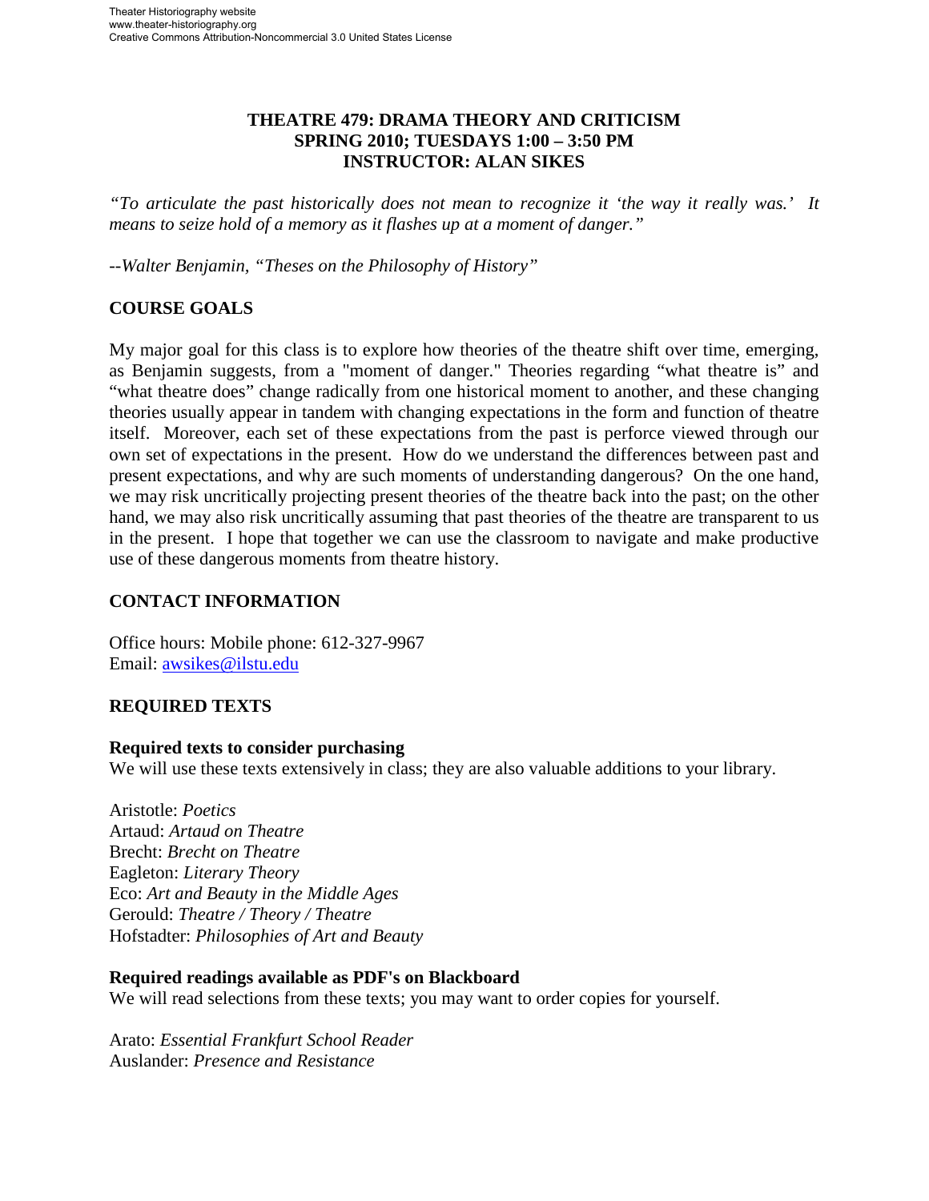# THEATRE 479: DRAMA THEORY AND CRITICISM
# SPRING 2010; TUESDAYS 1:00 – 3:50 PM
# INSTRUCTOR: ALAN SIKES

*"To articulate the past historically does not mean to recognize it 'the way it really was.' It means to seize hold of a memory as it flashes up at a moment of danger."*

*--Walter Benjamin, "Theses on the Philosophy of History"*

## COURSE GOALS

My major goal for this class is to explore how theories of the theatre shift over time, emerging, as Benjamin suggests, from a "moment of danger." Theories regarding "what theatre is" and "what theatre does" change radically from one historical moment to another, and these changing theories usually appear in tandem with changing expectations in the form and function of theatre itself. Moreover, each set of these expectations from the past is perforce viewed through our own set of expectations in the present. How do we understand the differences between past and present expectations, and why are such moments of understanding dangerous? On the one hand, we may risk uncritically projecting present theories of the theatre back into the past; on the other hand, we may also risk uncritically assuming that past theories of the theatre are transparent to us in the present. I hope that together we can use the classroom to navigate and make productive use of these dangerous moments from theatre history.

## CONTACT INFORMATION

Office hours: Mobile phone: 612-327-9967
Email: awsikes@ilstu.edu

## REQUIRED TEXTS

### Required texts to consider purchasing

We will use these texts extensively in class; they are also valuable additions to your library.

Aristotle: *Poetics*
Artaud: *Artaud on Theatre*
Brecht: *Brecht on Theatre*
Eagleton: *Literary Theory*
Eco: *Art and Beauty in the Middle Ages*
Gerould: *Theatre / Theory / Theatre*
Hofstadter: *Philosophies of Art and Beauty*

### Required readings available as PDF's on Blackboard

We will read selections from these texts; you may want to order copies for yourself.

Arato: *Essential Frankfurt School Reader*
Auslander: *Presence and Resistance*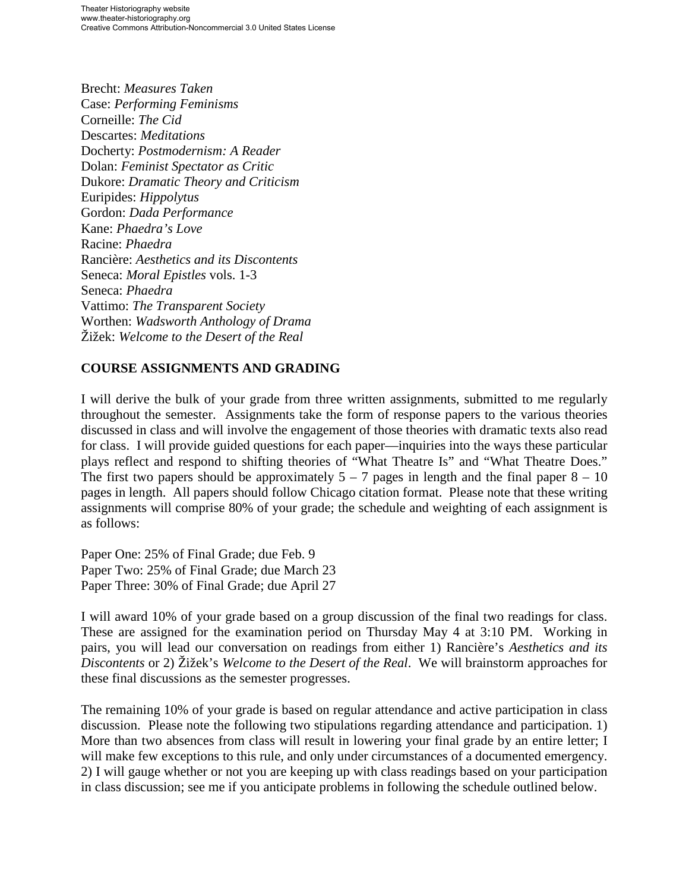Brecht: *Measures Taken*
Case: *Performing Feminisms*
Corneille: *The Cid*
Descartes: *Meditations*
Docherty: *Postmodernism: A Reader*
Dolan: *Feminist Spectator as Critic*
Dukore: *Dramatic Theory and Criticism*
Euripides: *Hippolytus*
Gordon: *Dada Performance*
Kane: *Phaedra's Love*
Racine: *Phaedra*
Rancière: *Aesthetics and its Discontents*
Seneca: *Moral Epistles* vols. 1-3
Seneca: *Phaedra*
Vattimo: *The Transparent Society*
Worthen: *Wadsworth Anthology of Drama*
Žižek: *Welcome to the Desert of the Real*

**COURSE ASSIGNMENTS AND GRADING**

I will derive the bulk of your grade from three written assignments, submitted to me regularly throughout the semester. Assignments take the form of response papers to the various theories discussed in class and will involve the engagement of those theories with dramatic texts also read for class. I will provide guided questions for each paper—inquiries into the ways these particular plays reflect and respond to shifting theories of "What Theatre Is" and "What Theatre Does." The first two papers should be approximately 5 – 7 pages in length and the final paper 8 – 10 pages in length. All papers should follow Chicago citation format. Please note that these writing assignments will comprise 80% of your grade; the schedule and weighting of each assignment is as follows:

Paper One: 25% of Final Grade; due Feb. 9
Paper Two: 25% of Final Grade; due March 23
Paper Three: 30% of Final Grade; due April 27

I will award 10% of your grade based on a group discussion of the final two readings for class. These are assigned for the examination period on Thursday May 4 at 3:10 PM. Working in pairs, you will lead our conversation on readings from either 1) Rancière's *Aesthetics and its Discontents* or 2) Žižek's *Welcome to the Desert of the Real*. We will brainstorm approaches for these final discussions as the semester progresses.

The remaining 10% of your grade is based on regular attendance and active participation in class discussion. Please note the following two stipulations regarding attendance and participation. 1) More than two absences from class will result in lowering your final grade by an entire letter; I will make few exceptions to this rule, and only under circumstances of a documented emergency. 2) I will gauge whether or not you are keeping up with class readings based on your participation in class discussion; see me if you anticipate problems in following the schedule outlined below.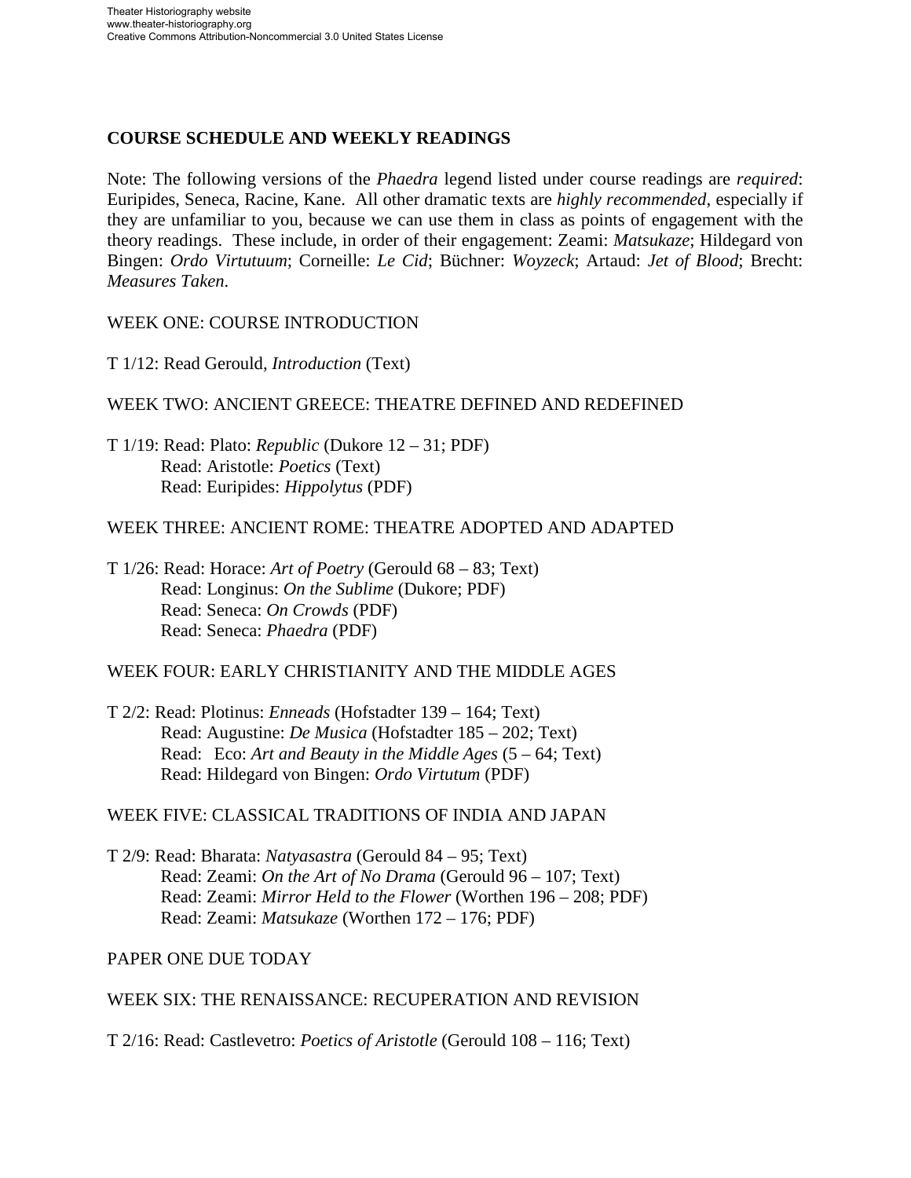## COURSE SCHEDULE AND WEEKLY READINGS

Note: The following versions of the *Phaedra* legend listed under course readings are *required*: Euripides, Seneca, Racine, Kane. All other dramatic texts are *highly recommended*, especially if they are unfamiliar to you, because we can use them in class as points of engagement with the theory readings. These include, in order of their engagement: Zeami: *Matsukaze*; Hildegard von Bingen: *Ordo Virtutuum*; Corneille: *Le Cid*; Büchner: *Woyzeck*; Artaud: *Jet of Blood*; Brecht: *Measures Taken*.

WEEK ONE: COURSE INTRODUCTION

T 1/12: Read Gerould, *Introduction* (Text)

WEEK TWO: ANCIENT GREECE: THEATRE DEFINED AND REDEFINED

T 1/19: Read: Plato: *Republic* (Dukore 12 – 31; PDF)
Read: Aristotle: *Poetics* (Text)
Read: Euripides: *Hippolytus* (PDF)

WEEK THREE: ANCIENT ROME: THEATRE ADOPTED AND ADAPTED

T 1/26: Read: Horace: *Art of Poetry* (Gerould 68 – 83; Text)
Read: Longinus: *On the Sublime* (Dukore; PDF)
Read: Seneca: *On Crowds* (PDF)
Read: Seneca: *Phaedra* (PDF)

WEEK FOUR: EARLY CHRISTIANITY AND THE MIDDLE AGES

T 2/2: Read: Plotinus: *Enneads* (Hofstadter 139 – 164; Text)
Read: Augustine: *De Musica* (Hofstadter 185 – 202; Text)
Read: Eco: *Art and Beauty in the Middle Ages* (5 – 64; Text)
Read: Hildegard von Bingen: *Ordo Virtutum* (PDF)

WEEK FIVE: CLASSICAL TRADITIONS OF INDIA AND JAPAN

T 2/9: Read: Bharata: *Natyasastra* (Gerould 84 – 95; Text)
Read: Zeami: *On the Art of No Drama* (Gerould 96 – 107; Text)
Read: Zeami: *Mirror Held to the Flower* (Worthen 196 – 208; PDF)
Read: Zeami: *Matsukaze* (Worthen 172 – 176; PDF)

PAPER ONE DUE TODAY

WEEK SIX: THE RENAISSANCE: RECUPERATION AND REVISION

T 2/16: Read: Castlevetro: *Poetics of Aristotle* (Gerould 108 – 116; Text)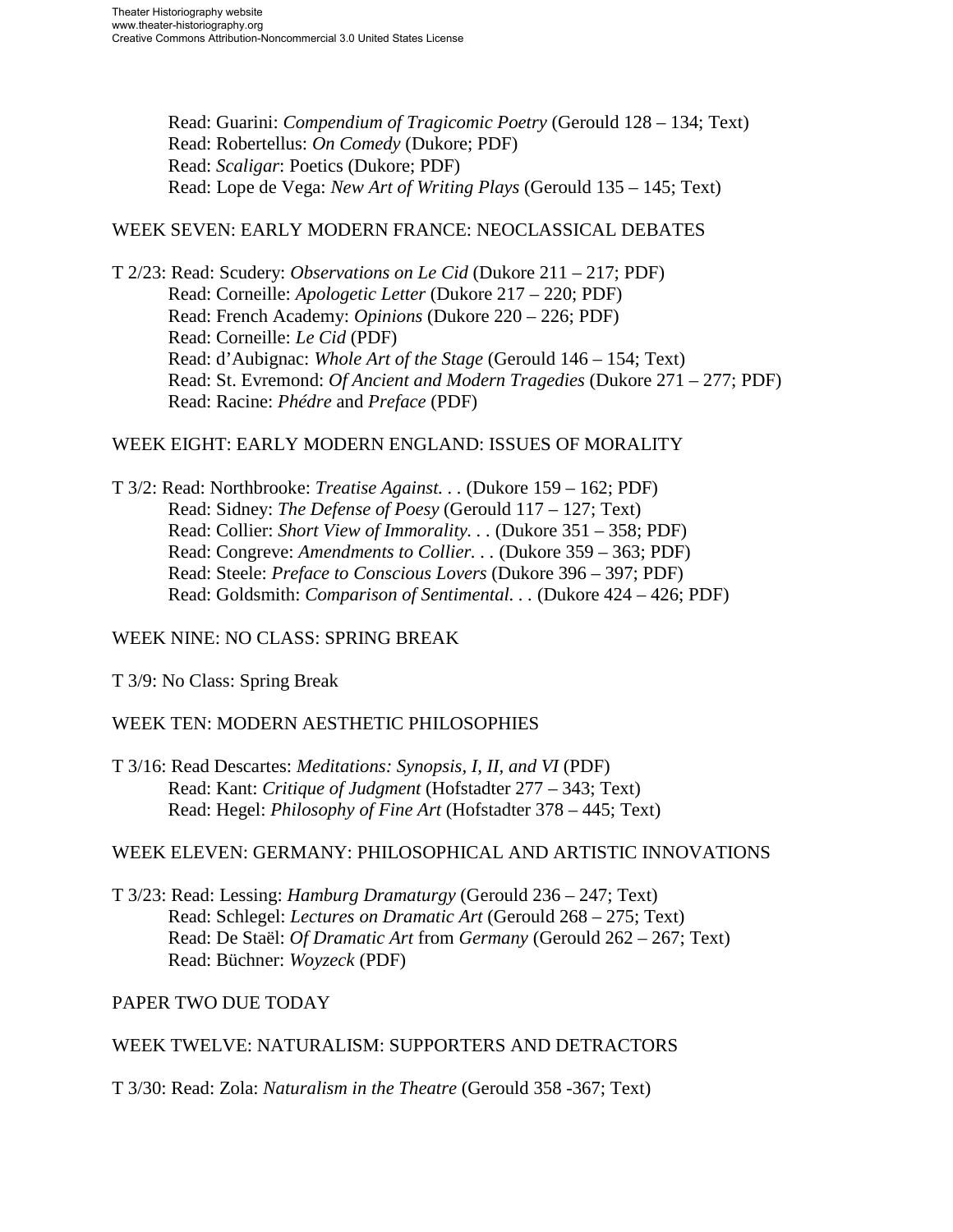Read: Guarini: *Compendium of Tragicomic Poetry* (Gerould 128 – 134; Text)
Read: Robertellus: *On Comedy* (Dukore; PDF)
Read: *Scaligar*: Poetics (Dukore; PDF)
Read: Lope de Vega: *New Art of Writing Plays* (Gerould 135 – 145; Text)

WEEK SEVEN: EARLY MODERN FRANCE: NEOCLASSICAL DEBATES

T 2/23: Read: Scudery: *Observations on Le Cid* (Dukore 211 – 217; PDF)
Read: Corneille: *Apologetic Letter* (Dukore 217 – 220; PDF)
Read: French Academy: *Opinions* (Dukore 220 – 226; PDF)
Read: Corneille: *Le Cid* (PDF)
Read: d'Aubignac: *Whole Art of the Stage* (Gerould 146 – 154; Text)
Read: St. Evremond: *Of Ancient and Modern Tragedies* (Dukore 271 – 277; PDF)
Read: Racine: *Phédre* and *Preface* (PDF)

WEEK EIGHT: EARLY MODERN ENGLAND: ISSUES OF MORALITY

T 3/2: Read: Northbrooke: *Treatise Against. . .* (Dukore 159 – 162; PDF)
Read: Sidney: *The Defense of Poesy* (Gerould 117 – 127; Text)
Read: Collier: *Short View of Immorality. . .* (Dukore 351 – 358; PDF)
Read: Congreve: *Amendments to Collier. . .* (Dukore 359 – 363; PDF)
Read: Steele: *Preface to Conscious Lovers* (Dukore 396 – 397; PDF)
Read: Goldsmith: *Comparison of Sentimental. . .* (Dukore 424 – 426; PDF)

WEEK NINE: NO CLASS: SPRING BREAK

T 3/9: No Class: Spring Break

WEEK TEN: MODERN AESTHETIC PHILOSOPHIES

T 3/16: Read Descartes: *Meditations: Synopsis, I, II, and VI* (PDF)
Read: Kant: *Critique of Judgment* (Hofstadter 277 – 343; Text)
Read: Hegel: *Philosophy of Fine Art* (Hofstadter 378 – 445; Text)

WEEK ELEVEN: GERMANY: PHILOSOPHICAL AND ARTISTIC INNOVATIONS

T 3/23: Read: Lessing: *Hamburg Dramaturgy* (Gerould 236 – 247; Text)
Read: Schlegel: *Lectures on Dramatic Art* (Gerould 268 – 275; Text)
Read: De Staël: *Of Dramatic Art* from *Germany* (Gerould 262 – 267; Text)
Read: Büchner: *Woyzeck* (PDF)

PAPER TWO DUE TODAY

WEEK TWELVE: NATURALISM: SUPPORTERS AND DETRACTORS

T 3/30: Read: Zola: *Naturalism in the Theatre* (Gerould 358 -367; Text)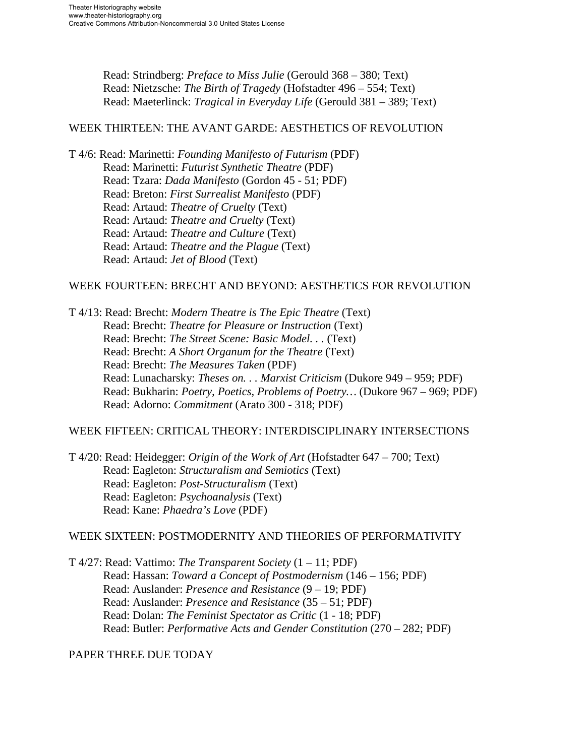Read: Strindberg: *Preface to Miss Julie* (Gerould 368 – 380; Text)
Read: Nietzsche: *The Birth of Tragedy* (Hofstadter 496 – 554; Text)
Read: Maeterlinck: *Tragical in Everyday Life* (Gerould 381 – 389; Text)

## WEEK THIRTEEN: THE AVANT GARDE: AESTHETICS OF REVOLUTION

T 4/6: Read: Marinetti: *Founding Manifesto of Futurism* (PDF)
Read: Marinetti: *Futurist Synthetic Theatre* (PDF)
Read: Tzara: *Dada Manifesto* (Gordon 45 - 51; PDF)
Read: Breton: *First Surrealist Manifesto* (PDF)
Read: Artaud: *Theatre of Cruelty* (Text)
Read: Artaud: *Theatre and Cruelty* (Text)
Read: Artaud: *Theatre and Culture* (Text)
Read: Artaud: *Theatre and the Plague* (Text)
Read: Artaud: *Jet of Blood* (Text)

## WEEK FOURTEEN: BRECHT AND BEYOND: AESTHETICS FOR REVOLUTION

T 4/13: Read: Brecht: *Modern Theatre is The Epic Theatre* (Text)
Read: Brecht: *Theatre for Pleasure or Instruction* (Text)
Read: Brecht: *The Street Scene: Basic Model. . .* (Text)
Read: Brecht: *A Short Organum for the Theatre* (Text)
Read: Brecht: *The Measures Taken* (PDF)
Read: Lunacharsky: *Theses on. . . Marxist Criticism* (Dukore 949 – 959; PDF)
Read: Bukharin: *Poetry, Poetics, Problems of Poetry…* (Dukore 967 – 969; PDF)
Read: Adorno: *Commitment* (Arato 300 - 318; PDF)

## WEEK FIFTEEN: CRITICAL THEORY: INTERDISCIPLINARY INTERSECTIONS

T 4/20: Read: Heidegger: *Origin of the Work of Art* (Hofstadter 647 – 700; Text)
Read: Eagleton: *Structuralism and Semiotics* (Text)
Read: Eagleton: *Post-Structuralism* (Text)
Read: Eagleton: *Psychoanalysis* (Text)
Read: Kane: *Phaedra's Love* (PDF)

## WEEK SIXTEEN: POSTMODERNITY AND THEORIES OF PERFORMATIVITY

T 4/27: Read: Vattimo: *The Transparent Society* (1 – 11; PDF)
Read: Hassan: *Toward a Concept of Postmodernism* (146 – 156; PDF)
Read: Auslander: *Presence and Resistance* (9 – 19; PDF)
Read: Auslander: *Presence and Resistance* (35 – 51; PDF)
Read: Dolan: *The Feminist Spectator as Critic* (1 - 18; PDF)
Read: Butler: *Performative Acts and Gender Constitution* (270 – 282; PDF)

PAPER THREE DUE TODAY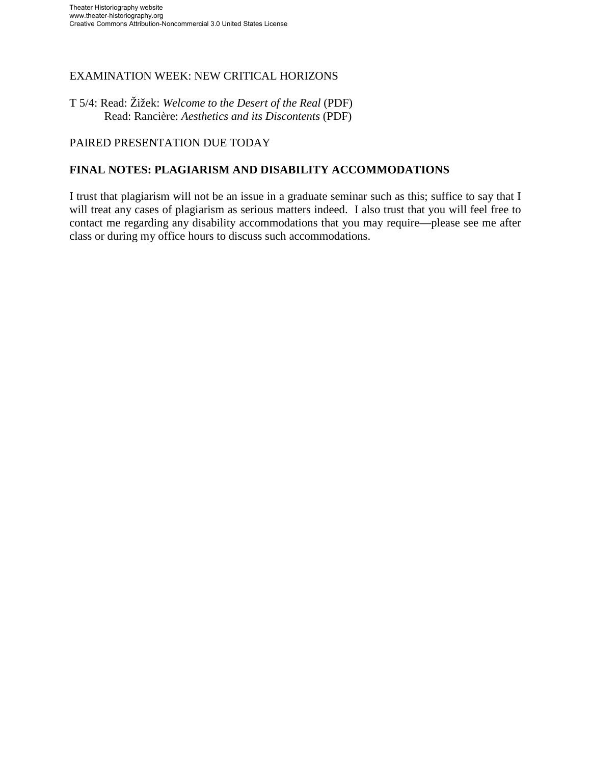EXAMINATION WEEK: NEW CRITICAL HORIZONS

T 5/4: Read: Žižek: *Welcome to the Desert of the Real* (PDF)
Read: Rancière: *Aesthetics and its Discontents* (PDF)

PAIRED PRESENTATION DUE TODAY

**FINAL NOTES: PLAGIARISM AND DISABILITY ACCOMMODATIONS**

I trust that plagiarism will not be an issue in a graduate seminar such as this; suffice to say that I will treat any cases of plagiarism as serious matters indeed. I also trust that you will feel free to contact me regarding any disability accommodations that you may require—please see me after class or during my office hours to discuss such accommodations.